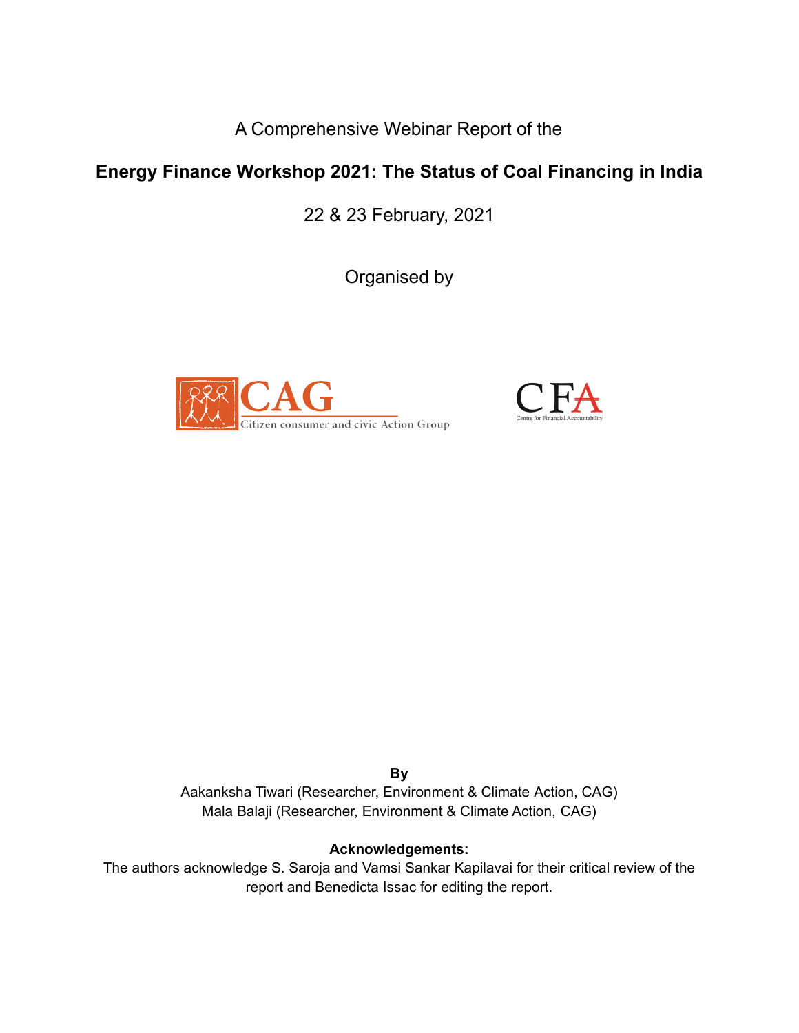A Comprehensive Webinar Report of the

# Energy Finance Workshop 2021: The Status of Coal Financing in India

22 & 23 February, 2021

Organised by

CAG
Citizen consumer and civic Action Group

CFA
Centre for Financial Accountability

**By**

Aakanksha Tiwari (Researcher, Environment & Climate Action, CAG)
Mala Balaji (Researcher, Environment & Climate Action, CAG)

**Acknowledgements:**

The authors acknowledge S. Saroja and Vamsi Sankar Kapilavai for their critical review of the report and Benedicta Issac for editing the report.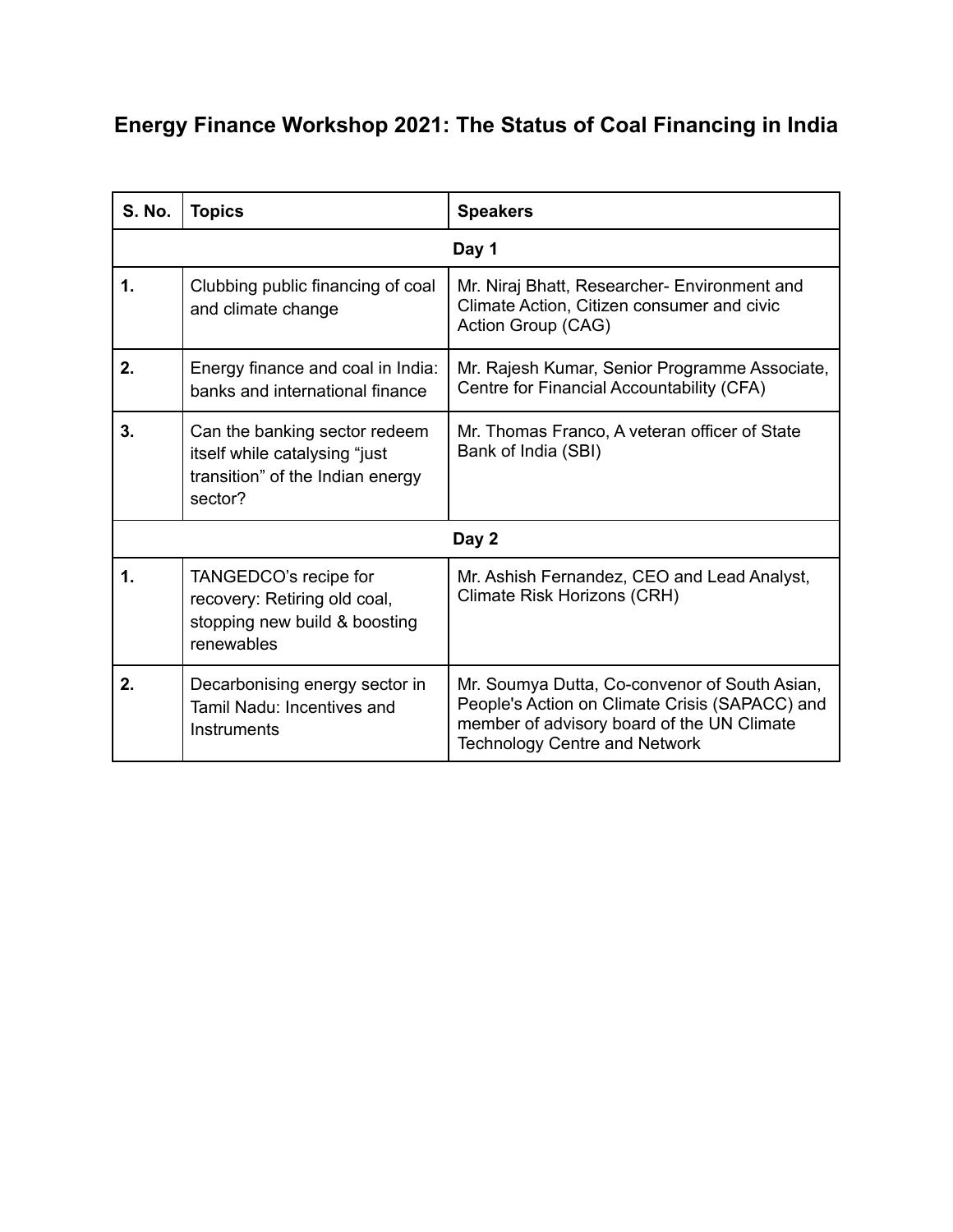# Energy Finance Workshop 2021: The Status of Coal Financing in India

| S. No. | Topics | Speakers |
|---|---|---|
| **Day 1** | | |
| **1.** | Clubbing public financing of coal and climate change | Mr. Niraj Bhatt, Researcher- Environment and Climate Action, Citizen consumer and civic Action Group (CAG) |
| **2.** | Energy finance and coal in India: banks and international finance | Mr. Rajesh Kumar, Senior Programme Associate, Centre for Financial Accountability (CFA) |
| **3.** | Can the banking sector redeem itself while catalysing "just transition" of the Indian energy sector? | Mr. Thomas Franco, A veteran officer of State Bank of India (SBI) |
| **Day 2** | | |
| **1.** | TANGEDCO's recipe for recovery: Retiring old coal, stopping new build & boosting renewables | Mr. Ashish Fernandez, CEO and Lead Analyst, Climate Risk Horizons (CRH) |
| **2.** | Decarbonising energy sector in Tamil Nadu: Incentives and Instruments | Mr. Soumya Dutta, Co-convenor of South Asian, People's Action on Climate Crisis (SAPACC) and member of advisory board of the UN Climate Technology Centre and Network |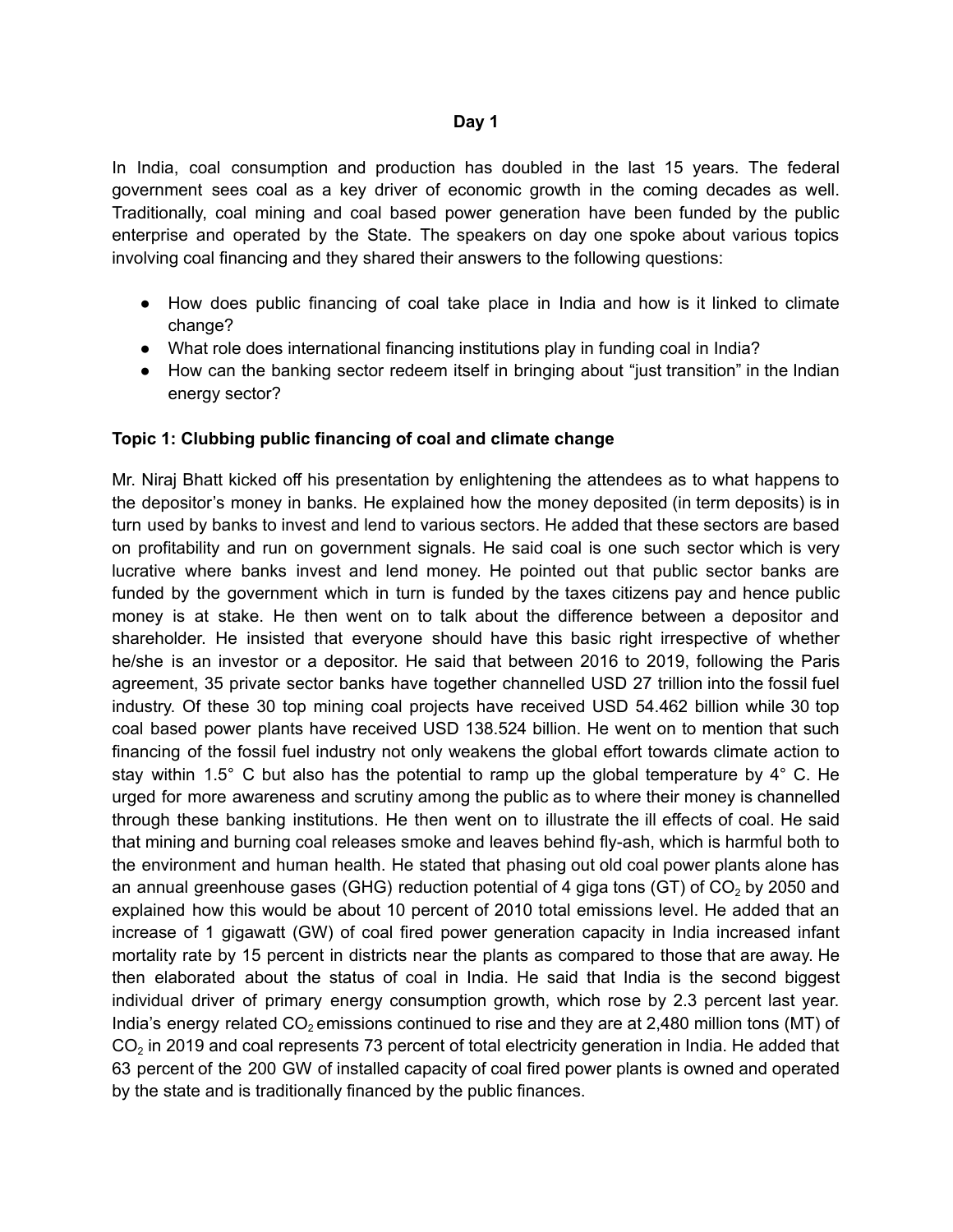**Day 1**

In India, coal consumption and production has doubled in the last 15 years. The federal government sees coal as a key driver of economic growth in the coming decades as well. Traditionally, coal mining and coal based power generation have been funded by the public enterprise and operated by the State. The speakers on day one spoke about various topics involving coal financing and they shared their answers to the following questions:

- How does public financing of coal take place in India and how is it linked to climate change?
- What role does international financing institutions play in funding coal in India?
- How can the banking sector redeem itself in bringing about "just transition" in the Indian energy sector?

**Topic 1: Clubbing public financing of coal and climate change**

Mr. Niraj Bhatt kicked off his presentation by enlightening the attendees as to what happens to the depositor's money in banks. He explained how the money deposited (in term deposits) is in turn used by banks to invest and lend to various sectors. He added that these sectors are based on profitability and run on government signals. He said coal is one such sector which is very lucrative where banks invest and lend money. He pointed out that public sector banks are funded by the government which in turn is funded by the taxes citizens pay and hence public money is at stake. He then went on to talk about the difference between a depositor and shareholder. He insisted that everyone should have this basic right irrespective of whether he/she is an investor or a depositor. He said that between 2016 to 2019, following the Paris agreement, 35 private sector banks have together channelled USD 27 trillion into the fossil fuel industry. Of these 30 top mining coal projects have received USD 54.462 billion while 30 top coal based power plants have received USD 138.524 billion. He went on to mention that such financing of the fossil fuel industry not only weakens the global effort towards climate action to stay within 1.5° C but also has the potential to ramp up the global temperature by 4° C. He urged for more awareness and scrutiny among the public as to where their money is channelled through these banking institutions. He then went on to illustrate the ill effects of coal. He said that mining and burning coal releases smoke and leaves behind fly-ash, which is harmful both to the environment and human health. He stated that phasing out old coal power plants alone has an annual greenhouse gases (GHG) reduction potential of 4 giga tons (GT) of $CO_2$ by 2050 and explained how this would be about 10 percent of 2010 total emissions level. He added that an increase of 1 gigawatt (GW) of coal fired power generation capacity in India increased infant mortality rate by 15 percent in districts near the plants as compared to those that are away. He then elaborated about the status of coal in India. He said that India is the second biggest individual driver of primary energy consumption growth, which rose by 2.3 percent last year. India's energy related $CO_2$ emissions continued to rise and they are at 2,480 million tons (MT) of $CO_2$ in 2019 and coal represents 73 percent of total electricity generation in India. He added that 63 percent of the 200 GW of installed capacity of coal fired power plants is owned and operated by the state and is traditionally financed by the public finances.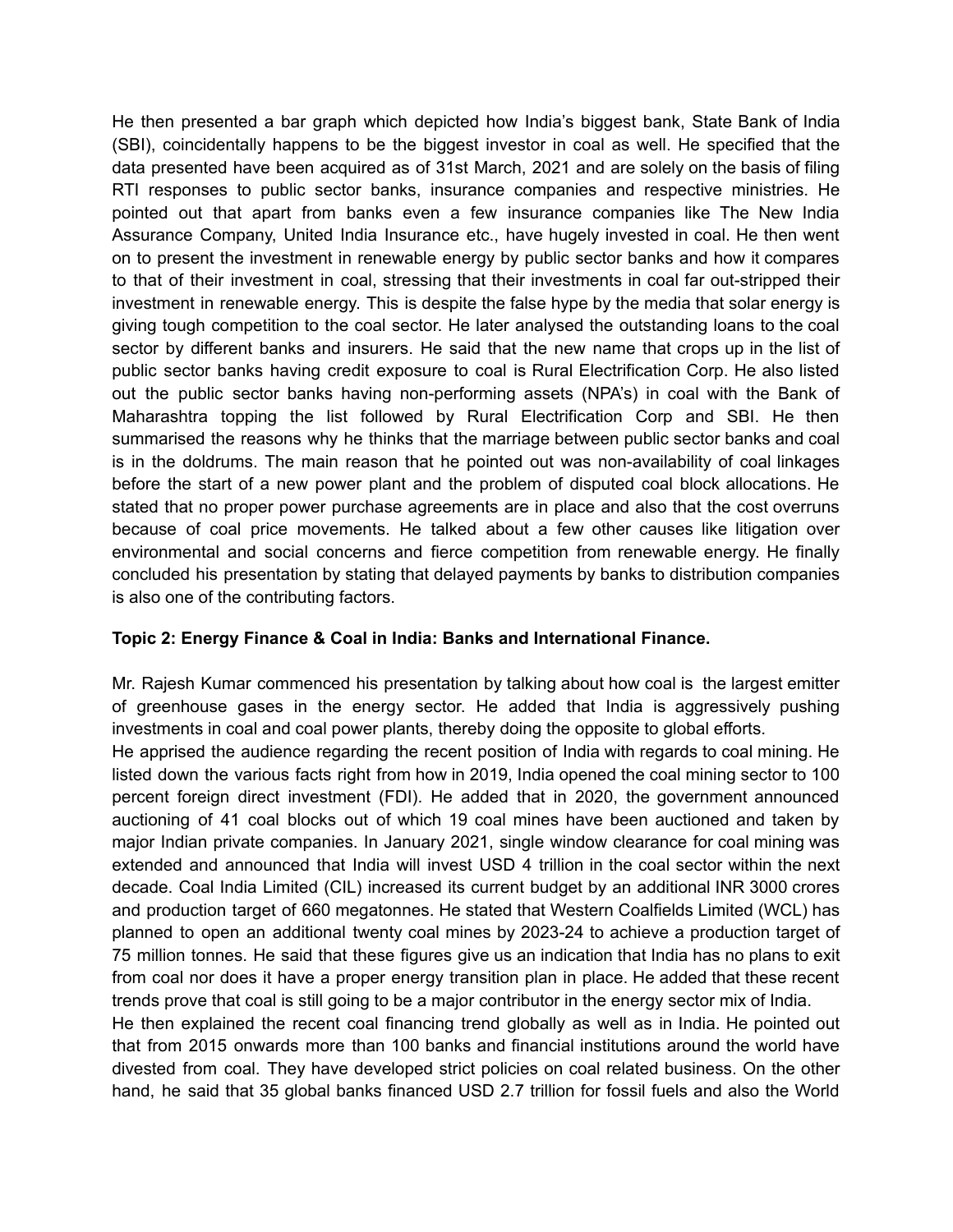He then presented a bar graph which depicted how India's biggest bank, State Bank of India (SBI), coincidentally happens to be the biggest investor in coal as well. He specified that the data presented have been acquired as of 31st March, 2021 and are solely on the basis of filing RTI responses to public sector banks, insurance companies and respective ministries. He pointed out that apart from banks even a few insurance companies like The New India Assurance Company, United India Insurance etc., have hugely invested in coal. He then went on to present the investment in renewable energy by public sector banks and how it compares to that of their investment in coal, stressing that their investments in coal far out-stripped their investment in renewable energy. This is despite the false hype by the media that solar energy is giving tough competition to the coal sector. He later analysed the outstanding loans to the coal sector by different banks and insurers. He said that the new name that crops up in the list of public sector banks having credit exposure to coal is Rural Electrification Corp. He also listed out the public sector banks having non-performing assets (NPA's) in coal with the Bank of Maharashtra topping the list followed by Rural Electrification Corp and SBI. He then summarised the reasons why he thinks that the marriage between public sector banks and coal is in the doldrums. The main reason that he pointed out was non-availability of coal linkages before the start of a new power plant and the problem of disputed coal block allocations. He stated that no proper power purchase agreements are in place and also that the cost overruns because of coal price movements. He talked about a few other causes like litigation over environmental and social concerns and fierce competition from renewable energy. He finally concluded his presentation by stating that delayed payments by banks to distribution companies is also one of the contributing factors.

**Topic 2: Energy Finance & Coal in India: Banks and International Finance.**

Mr. Rajesh Kumar commenced his presentation by talking about how coal is the largest emitter of greenhouse gases in the energy sector. He added that India is aggressively pushing investments in coal and coal power plants, thereby doing the opposite to global efforts.

He apprised the audience regarding the recent position of India with regards to coal mining. He listed down the various facts right from how in 2019, India opened the coal mining sector to 100 percent foreign direct investment (FDI). He added that in 2020, the government announced auctioning of 41 coal blocks out of which 19 coal mines have been auctioned and taken by major Indian private companies. In January 2021, single window clearance for coal mining was extended and announced that India will invest USD 4 trillion in the coal sector within the next decade. Coal India Limited (CIL) increased its current budget by an additional INR 3000 crores and production target of 660 megatonnes. He stated that Western Coalfields Limited (WCL) has planned to open an additional twenty coal mines by 2023-24 to achieve a production target of 75 million tonnes. He said that these figures give us an indication that India has no plans to exit from coal nor does it have a proper energy transition plan in place. He added that these recent trends prove that coal is still going to be a major contributor in the energy sector mix of India.

He then explained the recent coal financing trend globally as well as in India. He pointed out that from 2015 onwards more than 100 banks and financial institutions around the world have divested from coal. They have developed strict policies on coal related business. On the other hand, he said that 35 global banks financed USD 2.7 trillion for fossil fuels and also the World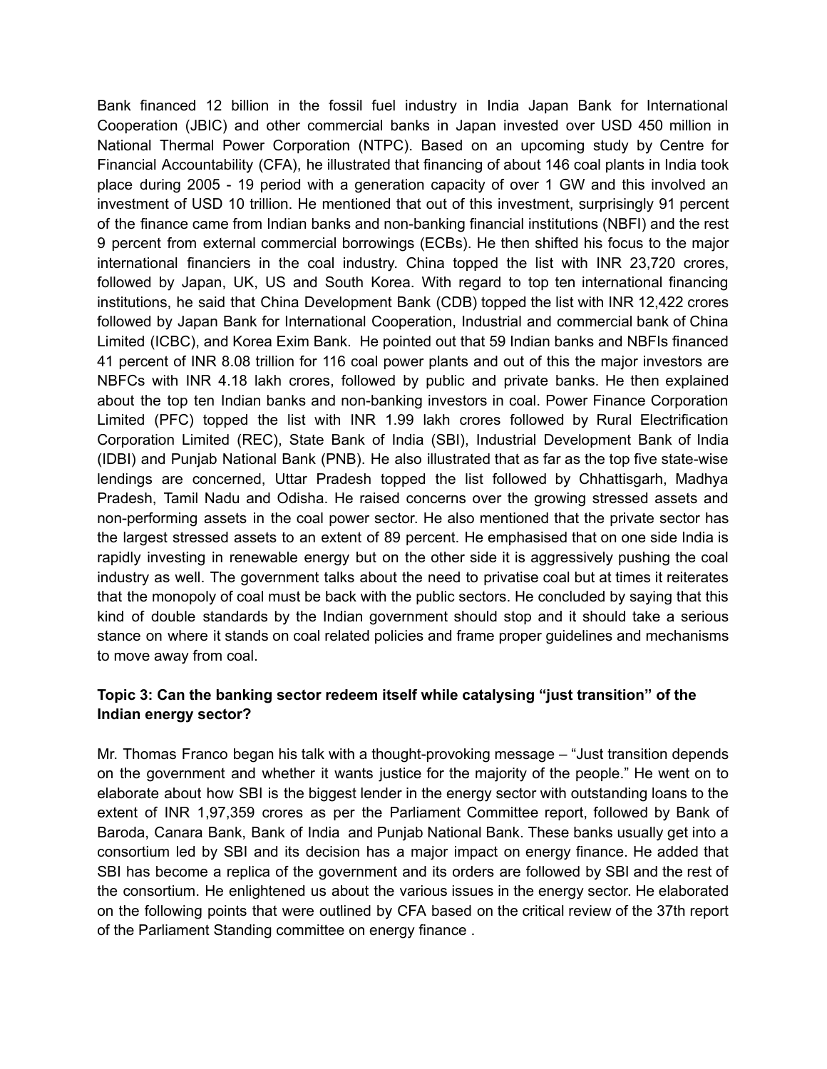Bank financed 12 billion in the fossil fuel industry in India Japan Bank for International Cooperation (JBIC) and other commercial banks in Japan invested over USD 450 million in National Thermal Power Corporation (NTPC). Based on an upcoming study by Centre for Financial Accountability (CFA), he illustrated that financing of about 146 coal plants in India took place during 2005 - 19 period with a generation capacity of over 1 GW and this involved an investment of USD 10 trillion. He mentioned that out of this investment, surprisingly 91 percent of the finance came from Indian banks and non-banking financial institutions (NBFI) and the rest 9 percent from external commercial borrowings (ECBs). He then shifted his focus to the major international financiers in the coal industry. China topped the list with INR 23,720 crores, followed by Japan, UK, US and South Korea. With regard to top ten international financing institutions, he said that China Development Bank (CDB) topped the list with INR 12,422 crores followed by Japan Bank for International Cooperation, Industrial and commercial bank of China Limited (ICBC), and Korea Exim Bank. He pointed out that 59 Indian banks and NBFIs financed 41 percent of INR 8.08 trillion for 116 coal power plants and out of this the major investors are NBFCs with INR 4.18 lakh crores, followed by public and private banks. He then explained about the top ten Indian banks and non-banking investors in coal. Power Finance Corporation Limited (PFC) topped the list with INR 1.99 lakh crores followed by Rural Electrification Corporation Limited (REC), State Bank of India (SBI), Industrial Development Bank of India (IDBI) and Punjab National Bank (PNB). He also illustrated that as far as the top five state-wise lendings are concerned, Uttar Pradesh topped the list followed by Chhattisgarh, Madhya Pradesh, Tamil Nadu and Odisha. He raised concerns over the growing stressed assets and non-performing assets in the coal power sector. He also mentioned that the private sector has the largest stressed assets to an extent of 89 percent. He emphasised that on one side India is rapidly investing in renewable energy but on the other side it is aggressively pushing the coal industry as well. The government talks about the need to privatise coal but at times it reiterates that the monopoly of coal must be back with the public sectors. He concluded by saying that this kind of double standards by the Indian government should stop and it should take a serious stance on where it stands on coal related policies and frame proper guidelines and mechanisms to move away from coal.

**Topic 3: Can the banking sector redeem itself while catalysing "just transition" of the Indian energy sector?**

Mr. Thomas Franco began his talk with a thought-provoking message – "Just transition depends on the government and whether it wants justice for the majority of the people." He went on to elaborate about how SBI is the biggest lender in the energy sector with outstanding loans to the extent of INR 1,97,359 crores as per the Parliament Committee report, followed by Bank of Baroda, Canara Bank, Bank of India and Punjab National Bank. These banks usually get into a consortium led by SBI and its decision has a major impact on energy finance. He added that SBI has become a replica of the government and its orders are followed by SBI and the rest of the consortium. He enlightened us about the various issues in the energy sector. He elaborated on the following points that were outlined by CFA based on the critical review of the 37th report of the Parliament Standing committee on energy finance .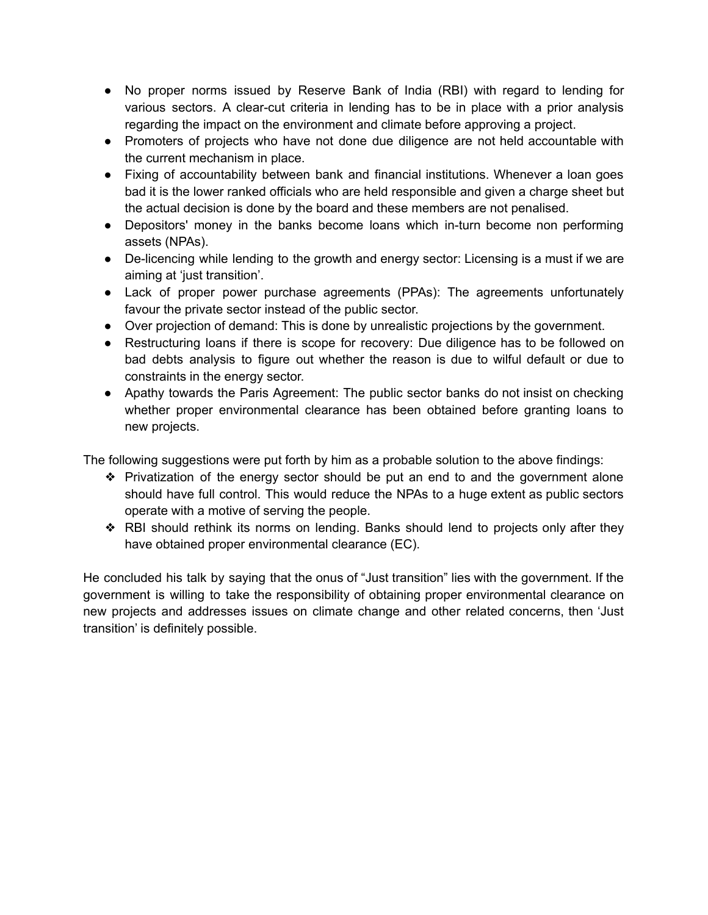- No proper norms issued by Reserve Bank of India (RBI) with regard to lending for various sectors. A clear-cut criteria in lending has to be in place with a prior analysis regarding the impact on the environment and climate before approving a project.
- Promoters of projects who have not done due diligence are not held accountable with the current mechanism in place.
- Fixing of accountability between bank and financial institutions. Whenever a loan goes bad it is the lower ranked officials who are held responsible and given a charge sheet but the actual decision is done by the board and these members are not penalised.
- Depositors' money in the banks become loans which in-turn become non performing assets (NPAs).
- De-licencing while lending to the growth and energy sector: Licensing is a must if we are aiming at 'just transition'.
- Lack of proper power purchase agreements (PPAs): The agreements unfortunately favour the private sector instead of the public sector.
- Over projection of demand: This is done by unrealistic projections by the government.
- Restructuring loans if there is scope for recovery: Due diligence has to be followed on bad debts analysis to figure out whether the reason is due to wilful default or due to constraints in the energy sector.
- Apathy towards the Paris Agreement: The public sector banks do not insist on checking whether proper environmental clearance has been obtained before granting loans to new projects.

The following suggestions were put forth by him as a probable solution to the above findings:

- Privatization of the energy sector should be put an end to and the government alone should have full control. This would reduce the NPAs to a huge extent as public sectors operate with a motive of serving the people.
- RBI should rethink its norms on lending. Banks should lend to projects only after they have obtained proper environmental clearance (EC).

He concluded his talk by saying that the onus of "Just transition" lies with the government. If the government is willing to take the responsibility of obtaining proper environmental clearance on new projects and addresses issues on climate change and other related concerns, then 'Just transition' is definitely possible.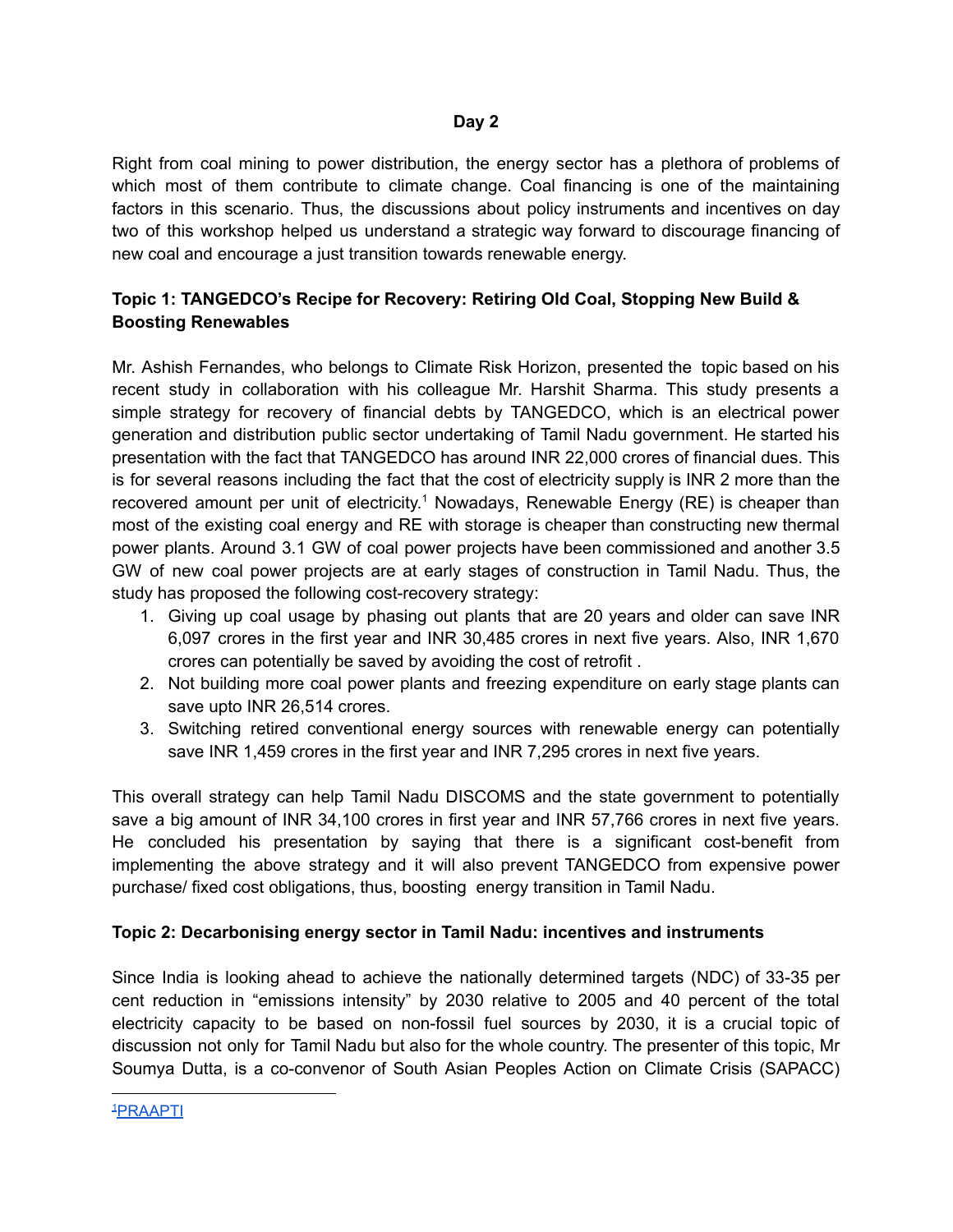## Day 2

Right from coal mining to power distribution, the energy sector has a plethora of problems of which most of them contribute to climate change. Coal financing is one of the maintaining factors in this scenario. Thus, the discussions about policy instruments and incentives on day two of this workshop helped us understand a strategic way forward to discourage financing of new coal and encourage a just transition towards renewable energy.

### Topic 1: TANGEDCO's Recipe for Recovery: Retiring Old Coal, Stopping New Build & Boosting Renewables

Mr. Ashish Fernandes, who belongs to Climate Risk Horizon, presented the topic based on his recent study in collaboration with his colleague Mr. Harshit Sharma. This study presents a simple strategy for recovery of financial debts by TANGEDCO, which is an electrical power generation and distribution public sector undertaking of Tamil Nadu government. He started his presentation with the fact that TANGEDCO has around INR 22,000 crores of financial dues. This is for several reasons including the fact that the cost of electricity supply is INR 2 more than the recovered amount per unit of electricity.[1] Nowadays, Renewable Energy (RE) is cheaper than most of the existing coal energy and RE with storage is cheaper than constructing new thermal power plants. Around 3.1 GW of coal power projects have been commissioned and another 3.5 GW of new coal power projects are at early stages of construction in Tamil Nadu. Thus, the study has proposed the following cost-recovery strategy:

1. Giving up coal usage by phasing out plants that are 20 years and older can save INR 6,097 crores in the first year and INR 30,485 crores in next five years. Also, INR 1,670 crores can potentially be saved by avoiding the cost of retrofit .
2. Not building more coal power plants and freezing expenditure on early stage plants can save upto INR 26,514 crores.
3. Switching retired conventional energy sources with renewable energy can potentially save INR 1,459 crores in the first year and INR 7,295 crores in next five years.

This overall strategy can help Tamil Nadu DISCOMS and the state government to potentially save a big amount of INR 34,100 crores in first year and INR 57,766 crores in next five years. He concluded his presentation by saying that there is a significant cost-benefit from implementing the above strategy and it will also prevent TANGEDCO from expensive power purchase/ fixed cost obligations, thus, boosting energy transition in Tamil Nadu.

### Topic 2: Decarbonising energy sector in Tamil Nadu: incentives and instruments

Since India is looking ahead to achieve the nationally determined targets (NDC) of 33-35 per cent reduction in "emissions intensity" by 2030 relative to 2005 and 40 percent of the total electricity capacity to be based on non-fossil fuel sources by 2030, it is a crucial topic of discussion not only for Tamil Nadu but also for the whole country. The presenter of this topic, Mr Soumya Dutta, is a co-convenor of South Asian Peoples Action on Climate Crisis (SAPACC)

[1] PRAAPTI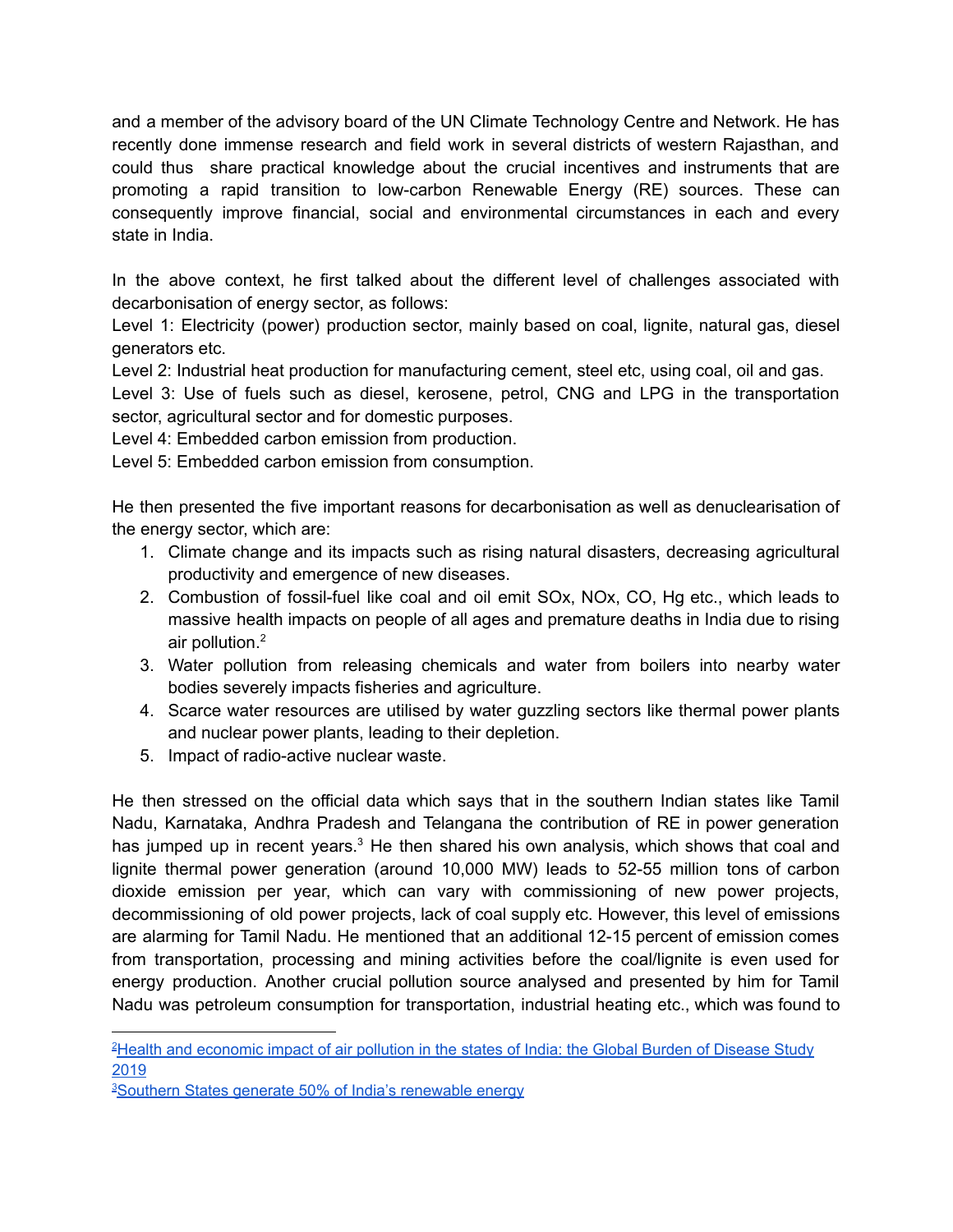and a member of the advisory board of the UN Climate Technology Centre and Network. He has recently done immense research and field work in several districts of western Rajasthan, and could thus share practical knowledge about the crucial incentives and instruments that are promoting a rapid transition to low-carbon Renewable Energy (RE) sources. These can consequently improve financial, social and environmental circumstances in each and every state in India.

In the above context, he first talked about the different level of challenges associated with decarbonisation of energy sector, as follows:

Level 1: Electricity (power) production sector, mainly based on coal, lignite, natural gas, diesel generators etc.

Level 2: Industrial heat production for manufacturing cement, steel etc, using coal, oil and gas.

Level 3: Use of fuels such as diesel, kerosene, petrol, CNG and LPG in the transportation sector, agricultural sector and for domestic purposes.

Level 4: Embedded carbon emission from production.

Level 5: Embedded carbon emission from consumption.

He then presented the five important reasons for decarbonisation as well as denuclearisation of the energy sector, which are:

1. Climate change and its impacts such as rising natural disasters, decreasing agricultural productivity and emergence of new diseases.
2. Combustion of fossil-fuel like coal and oil emit SOx, NOx, CO, Hg etc., which leads to massive health impacts on people of all ages and premature deaths in India due to rising air pollution.[2]
3. Water pollution from releasing chemicals and water from boilers into nearby water bodies severely impacts fisheries and agriculture.
4. Scarce water resources are utilised by water guzzling sectors like thermal power plants and nuclear power plants, leading to their depletion.
5. Impact of radio-active nuclear waste.

He then stressed on the official data which says that in the southern Indian states like Tamil Nadu, Karnataka, Andhra Pradesh and Telangana the contribution of RE in power generation has jumped up in recent years.[3] He then shared his own analysis, which shows that coal and lignite thermal power generation (around 10,000 MW) leads to 52-55 million tons of carbon dioxide emission per year, which can vary with commissioning of new power projects, decommissioning of old power projects, lack of coal supply etc. However, this level of emissions are alarming for Tamil Nadu. He mentioned that an additional 12-15 percent of emission comes from transportation, processing and mining activities before the coal/lignite is even used for energy production. Another crucial pollution source analysed and presented by him for Tamil Nadu was petroleum consumption for transportation, industrial heating etc., which was found to

---

[2] Health and economic impact of air pollution in the states of India: the Global Burden of Disease Study 2019

[3] Southern States generate 50% of India's renewable energy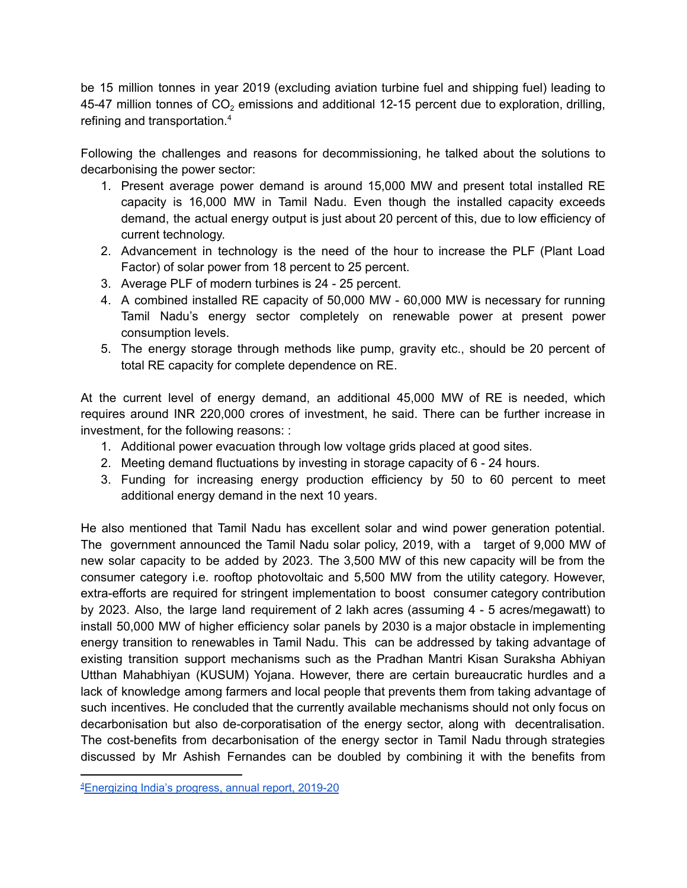be 15 million tonnes in year 2019 (excluding aviation turbine fuel and shipping fuel) leading to 45-47 million tonnes of $CO_2$ emissions and additional 12-15 percent due to exploration, drilling, refining and transportation.[4]

Following the challenges and reasons for decommissioning, he talked about the solutions to decarbonising the power sector:

1. Present average power demand is around 15,000 MW and present total installed RE capacity is 16,000 MW in Tamil Nadu. Even though the installed capacity exceeds demand, the actual energy output is just about 20 percent of this, due to low efficiency of current technology.
2. Advancement in technology is the need of the hour to increase the PLF (Plant Load Factor) of solar power from 18 percent to 25 percent.
3. Average PLF of modern turbines is 24 - 25 percent.
4. A combined installed RE capacity of 50,000 MW - 60,000 MW is necessary for running Tamil Nadu's energy sector completely on renewable power at present power consumption levels.
5. The energy storage through methods like pump, gravity etc., should be 20 percent of total RE capacity for complete dependence on RE.

At the current level of energy demand, an additional 45,000 MW of RE is needed, which requires around INR 220,000 crores of investment, he said. There can be further increase in investment, for the following reasons: :

1. Additional power evacuation through low voltage grids placed at good sites.
2. Meeting demand fluctuations by investing in storage capacity of 6 - 24 hours.
3. Funding for increasing energy production efficiency by 50 to 60 percent to meet additional energy demand in the next 10 years.

He also mentioned that Tamil Nadu has excellent solar and wind power generation potential. The government announced the Tamil Nadu solar policy, 2019, with a target of 9,000 MW of new solar capacity to be added by 2023. The 3,500 MW of this new capacity will be from the consumer category i.e. rooftop photovoltaic and 5,500 MW from the utility category. However, extra-efforts are required for stringent implementation to boost consumer category contribution by 2023. Also, the large land requirement of 2 lakh acres (assuming 4 - 5 acres/megawatt) to install 50,000 MW of higher efficiency solar panels by 2030 is a major obstacle in implementing energy transition to renewables in Tamil Nadu. This can be addressed by taking advantage of existing transition support mechanisms such as the Pradhan Mantri Kisan Suraksha Abhiyan Utthan Mahabhiyan (KUSUM) Yojana. However, there are certain bureaucratic hurdles and a lack of knowledge among farmers and local people that prevents them from taking advantage of such incentives. He concluded that the currently available mechanisms should not only focus on decarbonisation but also de-corporatisation of the energy sector, along with decentralisation. The cost-benefits from decarbonisation of the energy sector in Tamil Nadu through strategies discussed by Mr Ashish Fernandes can be doubled by combining it with the benefits from

---

[4] Energizing India's progress, annual report, 2019-20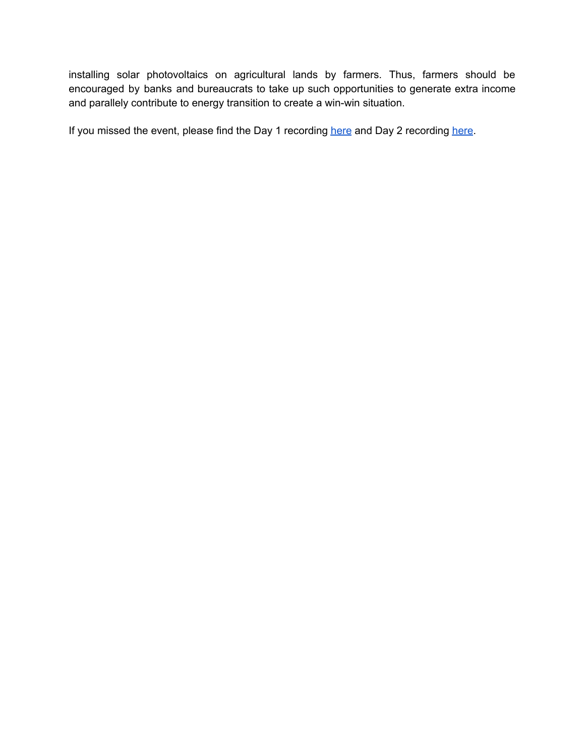installing solar photovoltaics on agricultural lands by farmers. Thus, farmers should be encouraged by banks and bureaucrats to take up such opportunities to generate extra income and parallely contribute to energy transition to create a win-win situation.

If you missed the event, please find the Day 1 recording here and Day 2 recording here.